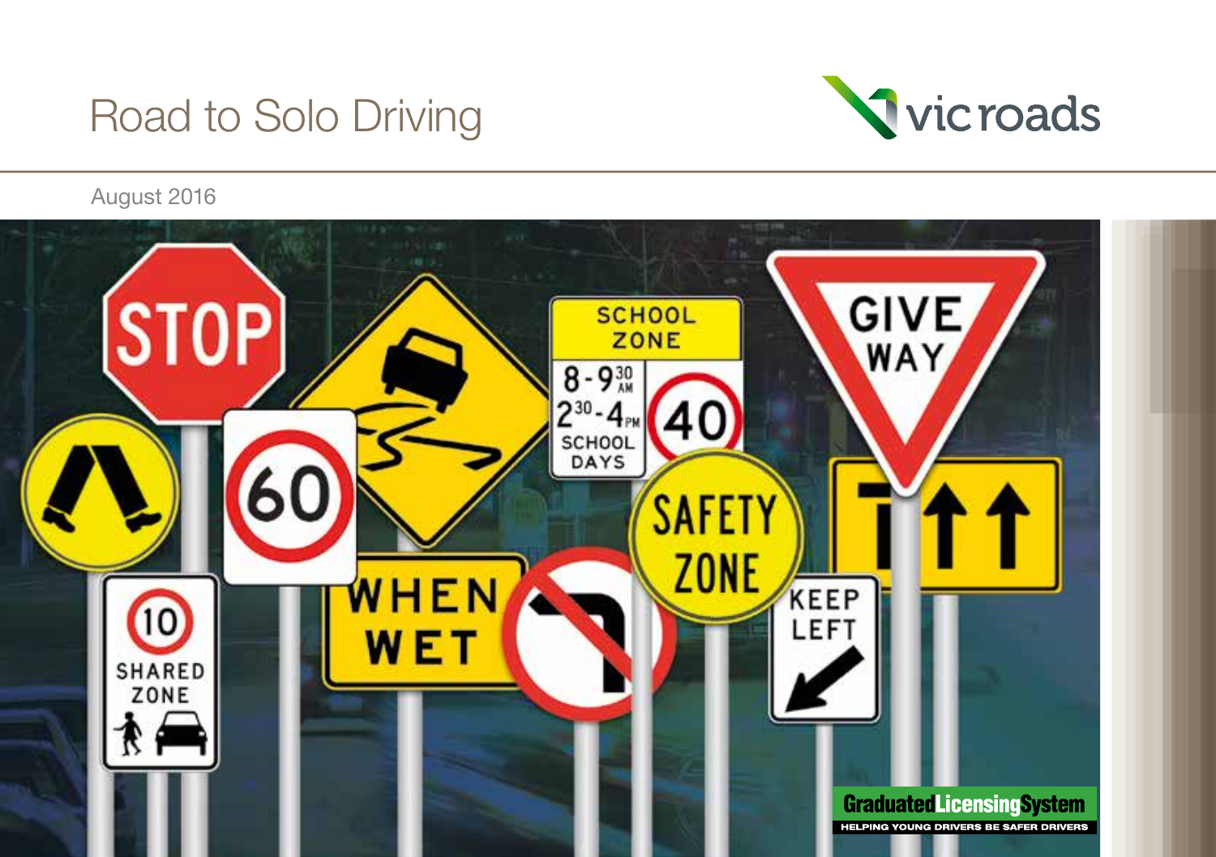# Road to Solo Driving

vicroads

August 2016

Graduated Licensing System

HELPING YOUNG DRIVERS BE SAFER DRIVERS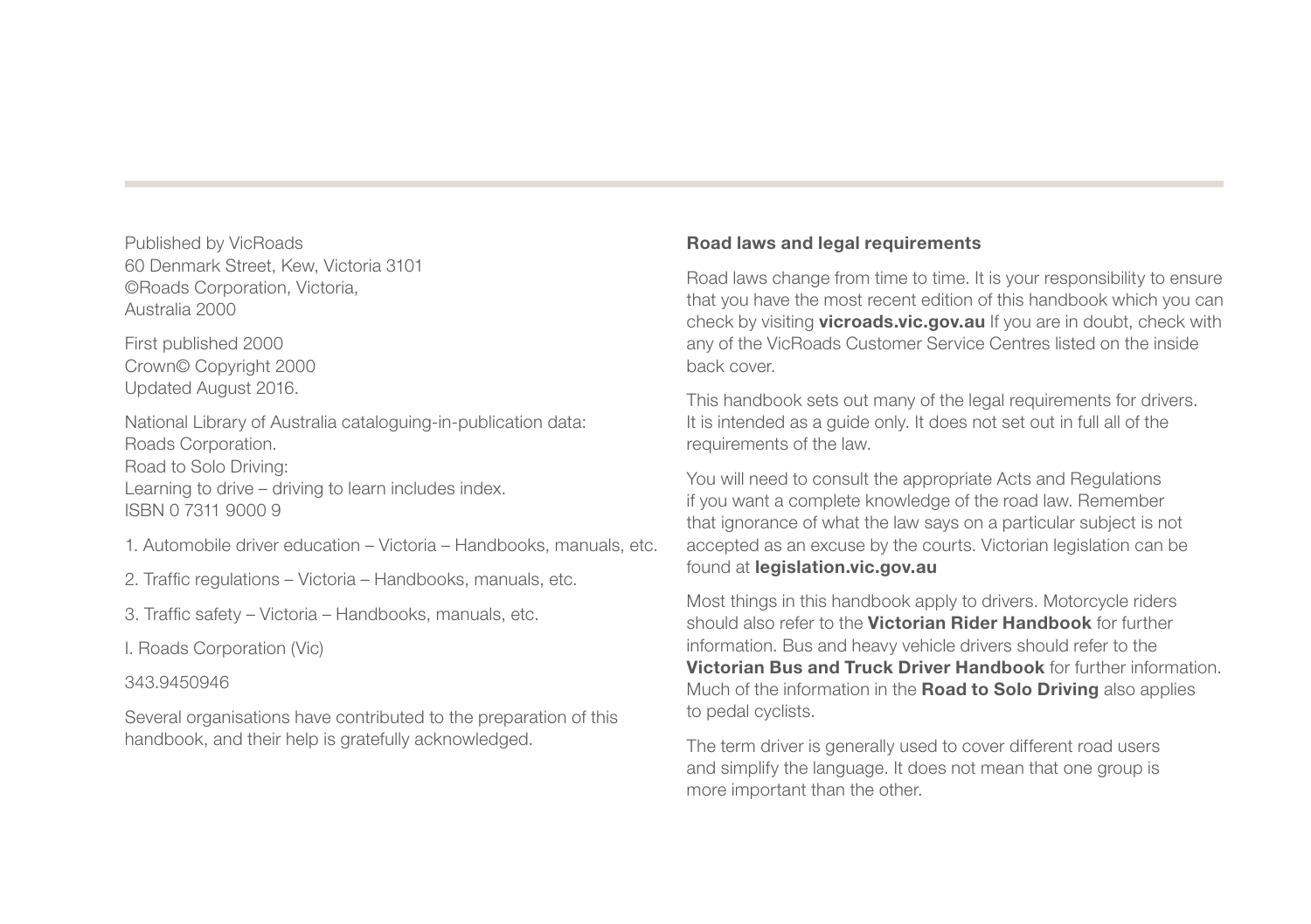Published by VicRoads
60 Denmark Street, Kew, Victoria 3101
©Roads Corporation, Victoria,
Australia 2000

First published 2000
Crown© Copyright 2000
Updated August 2016.

National Library of Australia cataloguing-in-publication data:
Roads Corporation.
Road to Solo Driving:
Learning to drive – driving to learn includes index.
ISBN 0 7311 9000 9

1. Automobile driver education – Victoria – Handbooks, manuals, etc.

2. Traffic regulations – Victoria – Handbooks, manuals, etc.

3. Traffic safety – Victoria – Handbooks, manuals, etc.

I. Roads Corporation (Vic)

343.9450946

Several organisations have contributed to the preparation of this handbook, and their help is gratefully acknowledged.

**Road laws and legal requirements**

Road laws change from time to time. It is your responsibility to ensure that you have the most recent edition of this handbook which you can check by visiting **vicroads.vic.gov.au** If you are in doubt, check with any of the VicRoads Customer Service Centres listed on the inside back cover.

This handbook sets out many of the legal requirements for drivers. It is intended as a guide only. It does not set out in full all of the requirements of the law.

You will need to consult the appropriate Acts and Regulations if you want a complete knowledge of the road law. Remember that ignorance of what the law says on a particular subject is not accepted as an excuse by the courts. Victorian legislation can be found at **legislation.vic.gov.au**

Most things in this handbook apply to drivers. Motorcycle riders should also refer to the **Victorian Rider Handbook** for further information. Bus and heavy vehicle drivers should refer to the **Victorian Bus and Truck Driver Handbook** for further information. Much of the information in the **Road to Solo Driving** also applies to pedal cyclists.

The term driver is generally used to cover different road users and simplify the language. It does not mean that one group is more important than the other.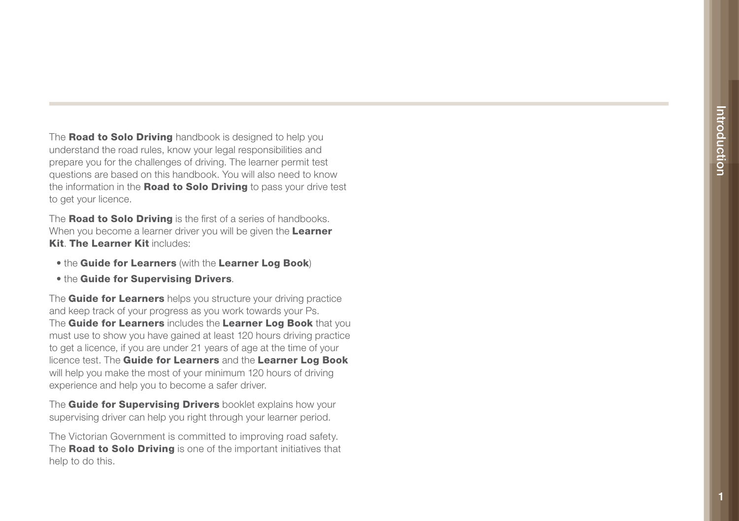The **Road to Solo Driving** handbook is designed to help you understand the road rules, know your legal responsibilities and prepare you for the challenges of driving. The learner permit test questions are based on this handbook. You will also need to know the information in the **Road to Solo Driving** to pass your drive test to get your licence.

The **Road to Solo Driving** is the first of a series of handbooks. When you become a learner driver you will be given the **Learner Kit**. **The Learner Kit** includes:

- the **Guide for Learners** (with the **Learner Log Book**)
- the **Guide for Supervising Drivers**.

The **Guide for Learners** helps you structure your driving practice and keep track of your progress as you work towards your Ps. The **Guide for Learners** includes the **Learner Log Book** that you must use to show you have gained at least 120 hours driving practice to get a licence, if you are under 21 years of age at the time of your licence test. The **Guide for Learners** and the **Learner Log Book** will help you make the most of your minimum 120 hours of driving experience and help you to become a safer driver.

The **Guide for Supervising Drivers** booklet explains how your supervising driver can help you right through your learner period.

The Victorian Government is committed to improving road safety. The **Road to Solo Driving** is one of the important initiatives that help to do this.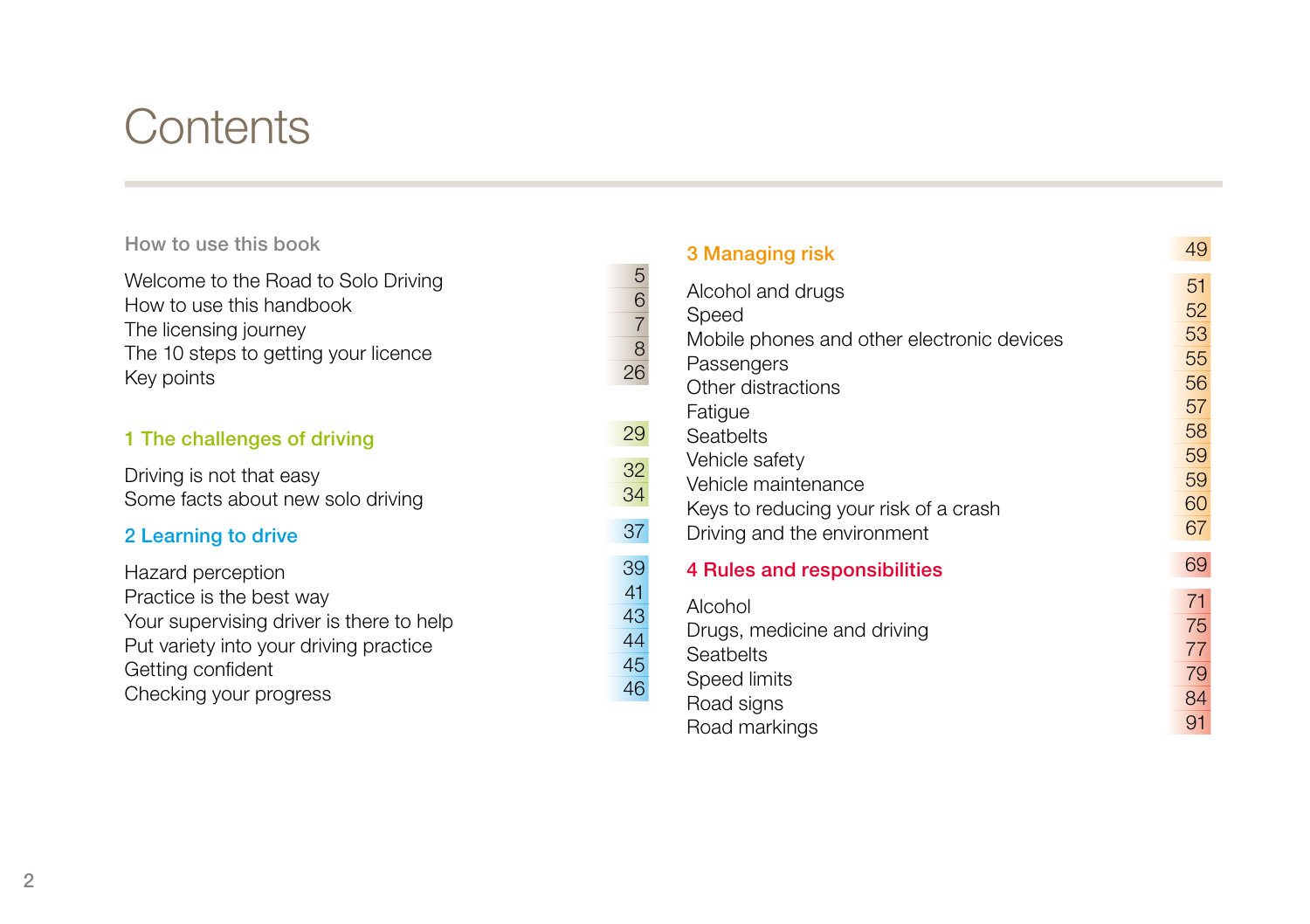# Contents

**How to use this book**

| | |
|---|---|
| Welcome to the Road to Solo Driving | 5 |
| How to use this handbook | 6 |
| The licensing journey | 7 |
| The 10 steps to getting your licence | 8 |
| Key points | 26 |

## 1 The challenges of driving — 29

| | |
|---|---|
| Driving is not that easy | 32 |
| Some facts about new solo driving | 34 |

## 2 Learning to drive — 37

| | |
|---|---|
| Hazard perception | 39 |
| Practice is the best way | 41 |
| Your supervising driver is there to help | 43 |
| Put variety into your driving practice | 44 |
| Getting confident | 45 |
| Checking your progress | 46 |

## 3 Managing risk — 49

| | |
|---|---|
| Alcohol and drugs | 51 |
| Speed | 52 |
| Mobile phones and other electronic devices | 53 |
| Passengers | 55 |
| Other distractions | 56 |
| Fatigue | 57 |
| Seatbelts | 58 |
| Vehicle safety | 59 |
| Vehicle maintenance | 59 |
| Keys to reducing your risk of a crash | 60 |
| Driving and the environment | 67 |

## 4 Rules and responsibilities — 69

| | |
|---|---|
| Alcohol | 71 |
| Drugs, medicine and driving | 75 |
| Seatbelts | 77 |
| Speed limits | 79 |
| Road signs | 84 |
| Road markings | 91 |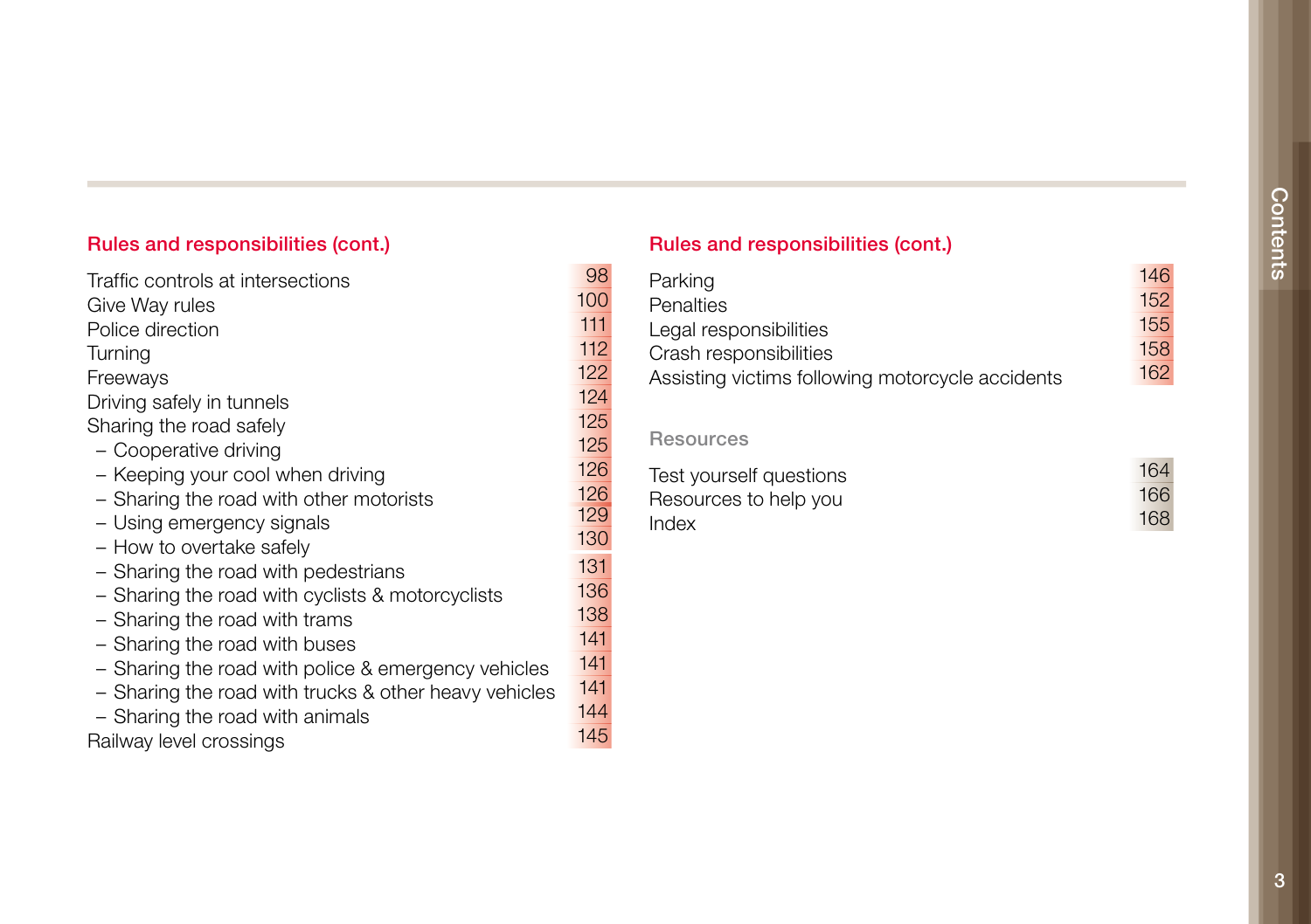## Rules and responsibilities (cont.)

| | |
|---|---|
| Traffic controls at intersections | 98 |
| Give Way rules | 100 |
| Police direction | 111 |
| Turning | 112 |
| Freeways | 122 |
| Driving safely in tunnels | 124 |
| Sharing the road safely | 125 |
| – Cooperative driving | 125 |
| – Keeping your cool when driving | 126 |
| – Sharing the road with other motorists | 126 |
| – Using emergency signals | 129 |
| – How to overtake safely | 130 |
| – Sharing the road with pedestrians | 131 |
| – Sharing the road with cyclists & motorcyclists | 136 |
| – Sharing the road with trams | 138 |
| – Sharing the road with buses | 141 |
| – Sharing the road with police & emergency vehicles | 141 |
| – Sharing the road with trucks & other heavy vehicles | 141 |
| – Sharing the road with animals | 144 |
| Railway level crossings | 145 |

## Rules and responsibilities (cont.)

| | |
|---|---|
| Parking | 146 |
| Penalties | 152 |
| Legal responsibilities | 155 |
| Crash responsibilities | 158 |
| Assisting victims following motorcycle accidents | 162 |

## Resources

| | |
|---|---|
| Test yourself questions | 164 |
| Resources to help you | 166 |
| Index | 168 |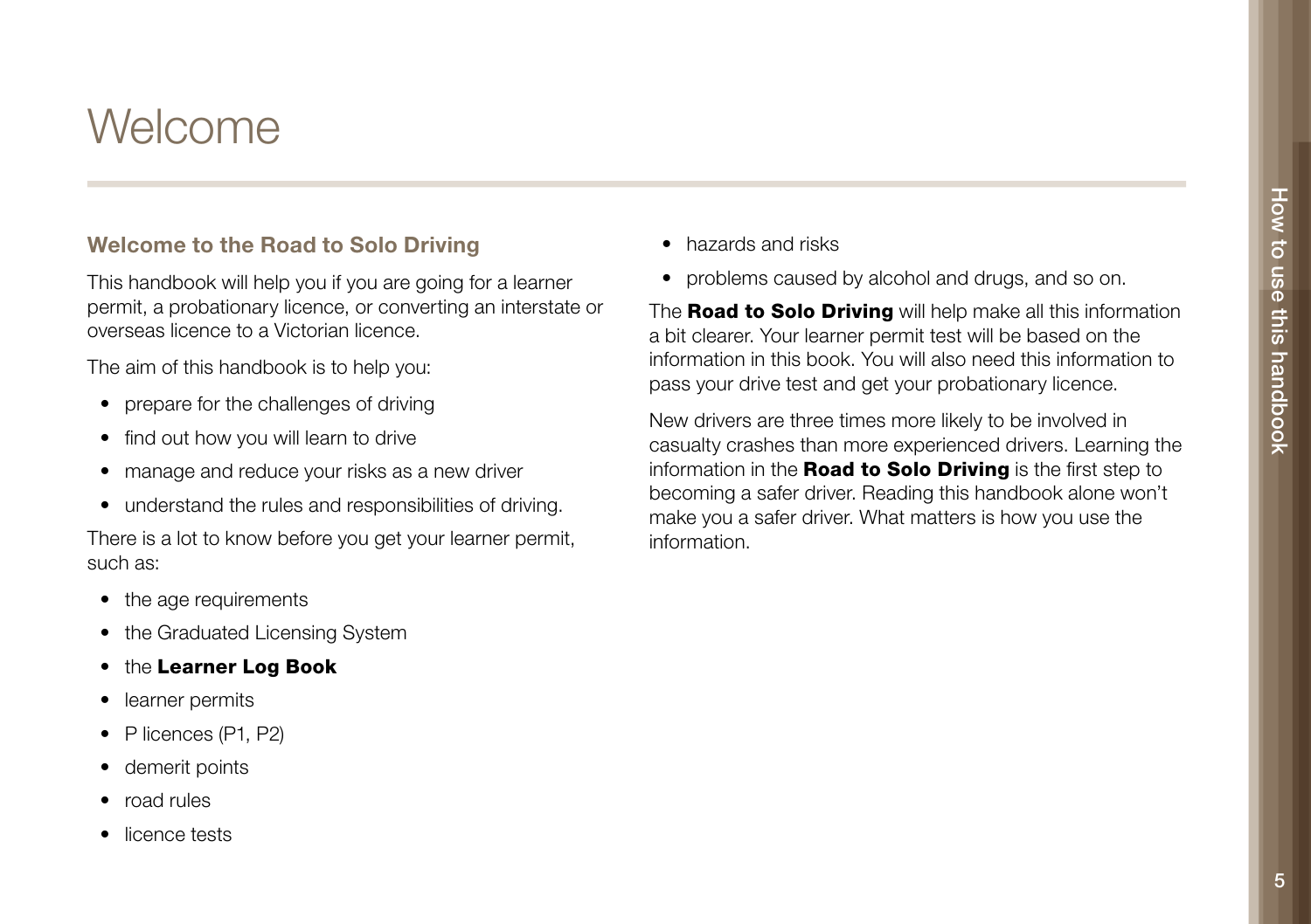# Welcome

## Welcome to the Road to Solo Driving

This handbook will help you if you are going for a learner permit, a probationary licence, or converting an interstate or overseas licence to a Victorian licence.

The aim of this handbook is to help you:

- prepare for the challenges of driving
- find out how you will learn to drive
- manage and reduce your risks as a new driver
- understand the rules and responsibilities of driving.

There is a lot to know before you get your learner permit, such as:

- the age requirements
- the Graduated Licensing System
- the **Learner Log Book**
- learner permits
- P licences (P1, P2)
- demerit points
- road rules
- licence tests
- hazards and risks
- problems caused by alcohol and drugs, and so on.

The **Road to Solo Driving** will help make all this information a bit clearer. Your learner permit test will be based on the information in this book. You will also need this information to pass your drive test and get your probationary licence.

New drivers are three times more likely to be involved in casualty crashes than more experienced drivers. Learning the information in the **Road to Solo Driving** is the first step to becoming a safer driver. Reading this handbook alone won't make you a safer driver. What matters is how you use the information.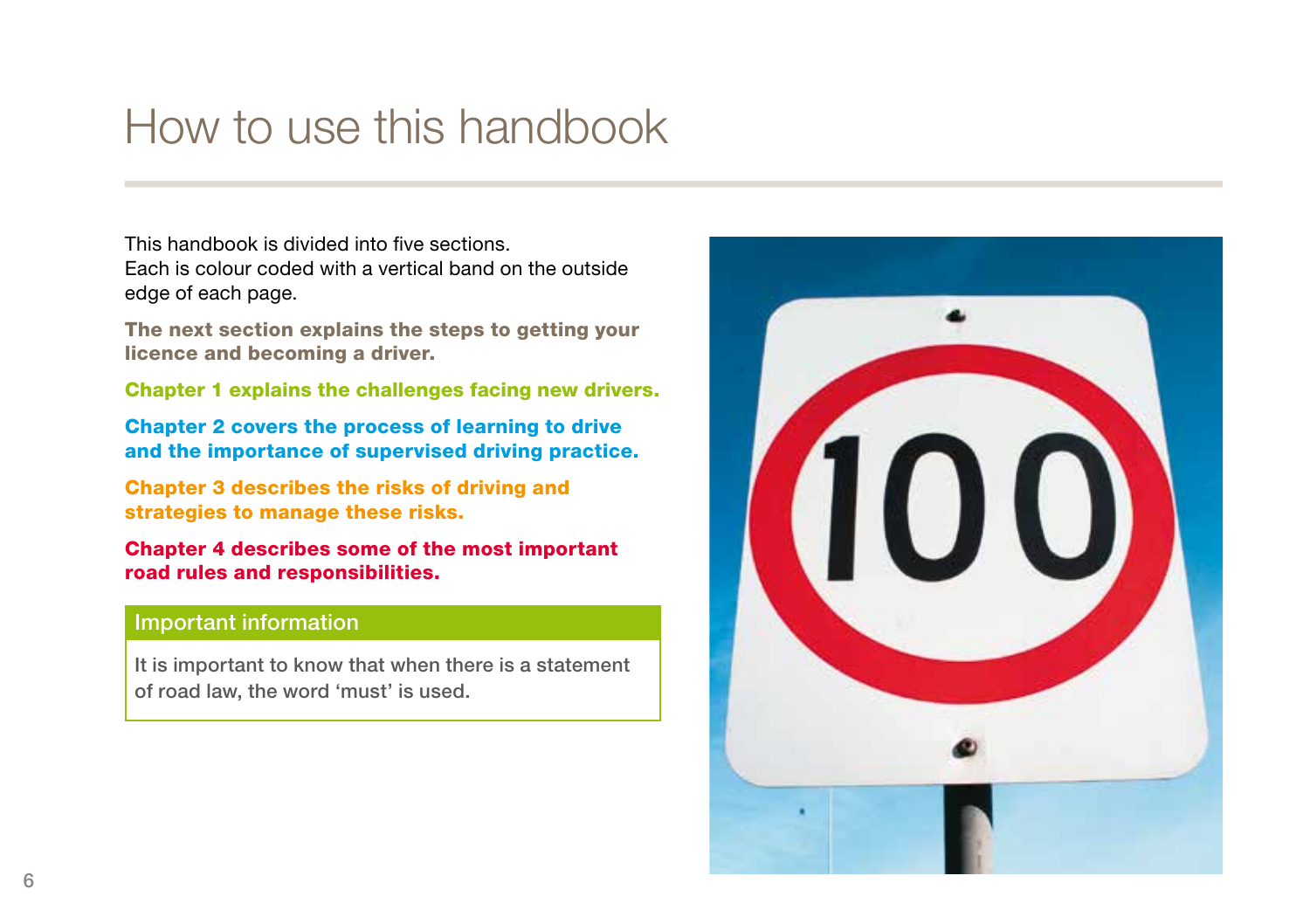# How to use this handbook

This handbook is divided into five sections.
Each is colour coded with a vertical band on the outside edge of each page.

**The next section explains the steps to getting your licence and becoming a driver.**

**Chapter 1 explains the challenges facing new drivers.**

**Chapter 2 covers the process of learning to drive and the importance of supervised driving practice.**

**Chapter 3 describes the risks of driving and strategies to manage these risks.**

**Chapter 4 describes some of the most important road rules and responsibilities.**

## Important information

It is important to know that when there is a statement of road law, the word 'must' is used.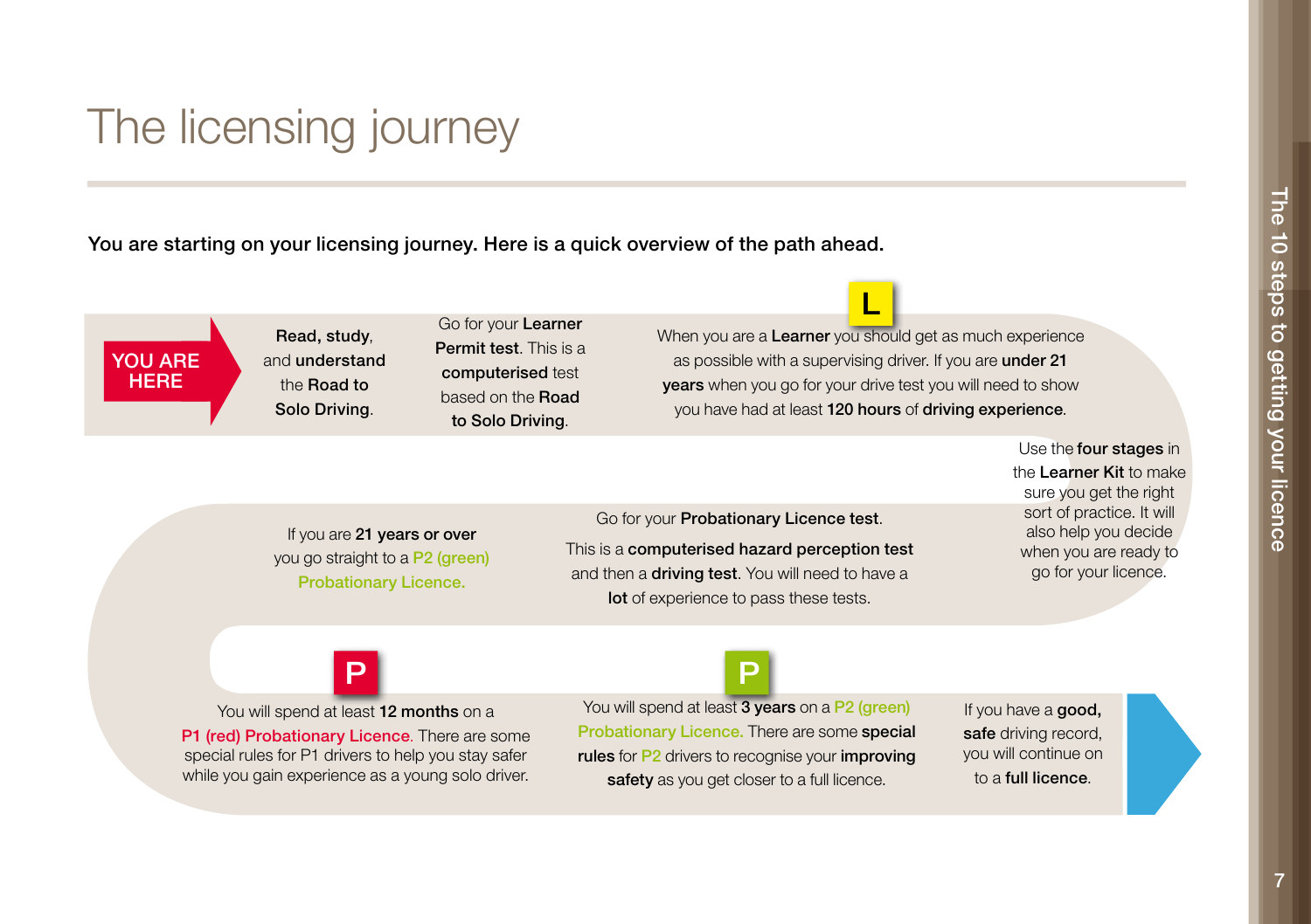# The licensing journey

**You are starting on your licensing journey. Here is a quick overview of the path ahead.**

YOU ARE HERE

**Read, study,** and **understand** the **Road to Solo Driving**.

Go for your **Learner Permit test**. This is a **computerised** test based on the **Road to Solo Driving**.

L

When you are a **Learner** you should get as much experience as possible with a supervising driver. If you are **under 21 years** when you go for your drive test you will need to show you have had at least **120 hours** of **driving experience**.

Use the **four stages** in the **Learner Kit** to make sure you get the right sort of practice. It will also help you decide when you are ready to go for your licence.

Go for your **Probationary Licence test**.

This is a **computerised hazard perception test** and then a **driving test**. You will need to have a **lot** of experience to pass these tests.

If you are **21 years or over** you go straight to a P2 (green) Probationary Licence.

P

You will spend at least **12 months** on a P1 (red) Probationary Licence. There are some special rules for P1 drivers to help you stay safer while you gain experience as a young solo driver.

P

You will spend at least **3 years** on a P2 (green) Probationary Licence. There are some **special rules** for P2 drivers to recognise your **improving safety** as you get closer to a full licence.

If you have a **good, safe** driving record, you will continue on to a **full licence**.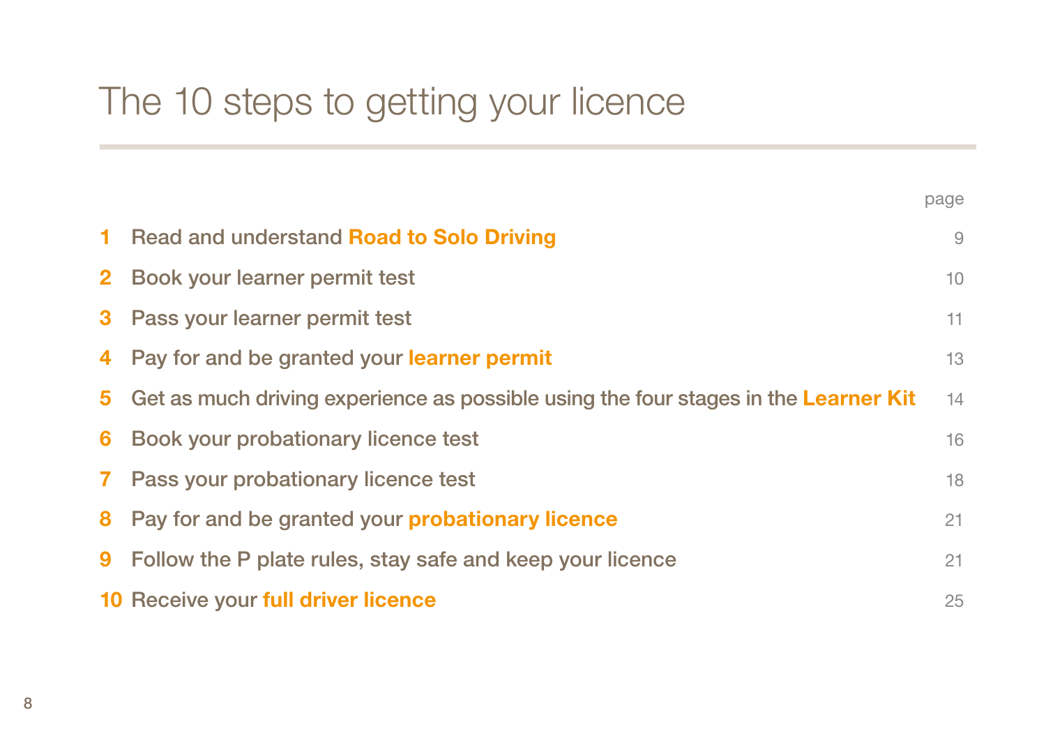# The 10 steps to getting your licence

| | | page |
|---|---|---|
| 1 | Read and understand **Road to Solo Driving** | 9 |
| 2 | Book your learner permit test | 10 |
| 3 | Pass your learner permit test | 11 |
| 4 | Pay for and be granted your **learner permit** | 13 |
| 5 | Get as much driving experience as possible using the four stages in the **Learner Kit** | 14 |
| 6 | Book your probationary licence test | 16 |
| 7 | Pass your probationary licence test | 18 |
| 8 | Pay for and be granted your **probationary licence** | 21 |
| 9 | Follow the P plate rules, stay safe and keep your licence | 21 |
| 10 | Receive your **full driver licence** | 25 |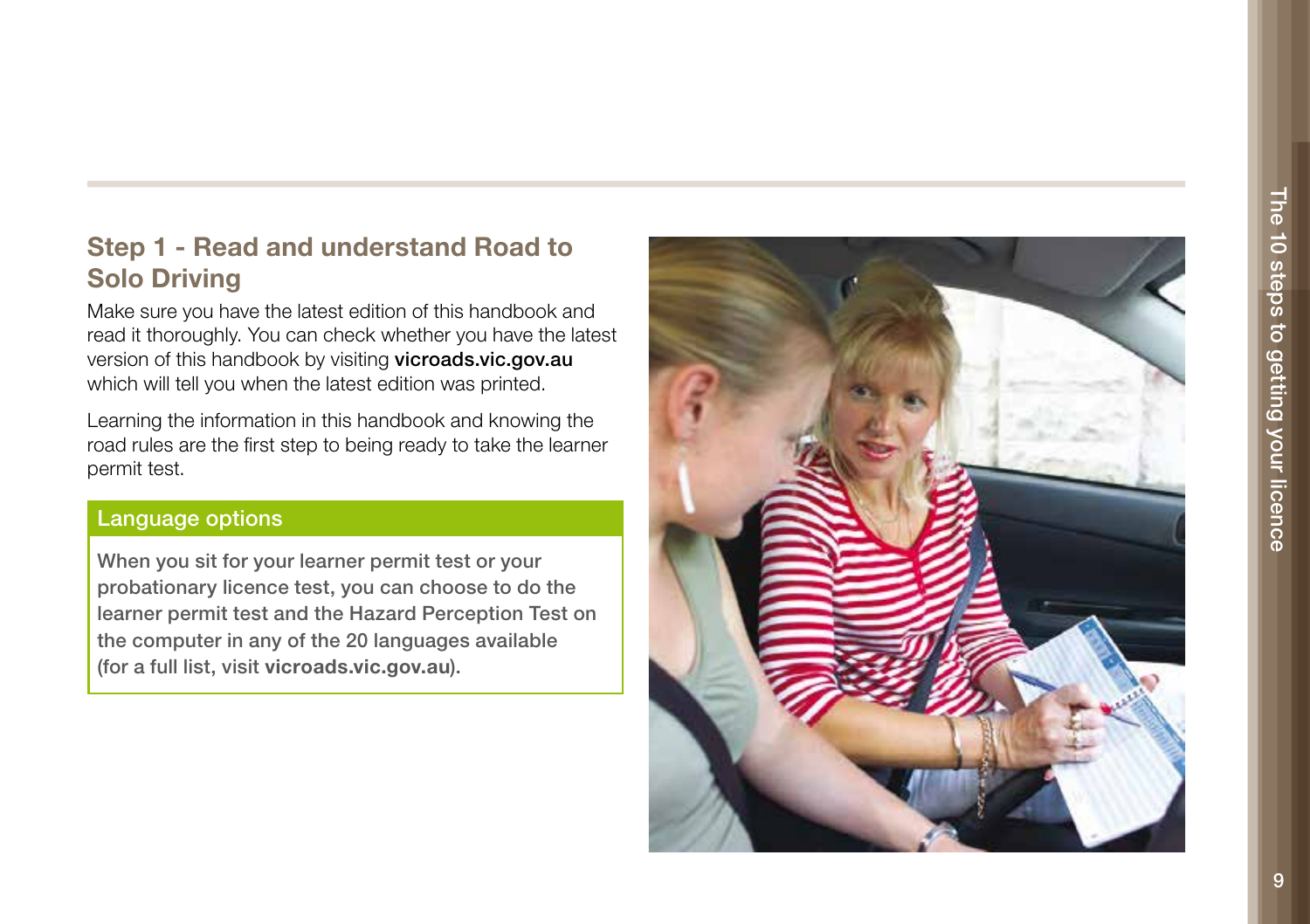## Step 1 - Read and understand Road to Solo Driving

Make sure you have the latest edition of this handbook and read it thoroughly. You can check whether you have the latest version of this handbook by visiting **vicroads.vic.gov.au** which will tell you when the latest edition was printed.

Learning the information in this handbook and knowing the road rules are the first step to being ready to take the learner permit test.

### Language options

When you sit for your learner permit test or your probationary licence test, you can choose to do the learner permit test and the Hazard Perception Test on the computer in any of the 20 languages available (for a full list, visit **vicroads.vic.gov.au**).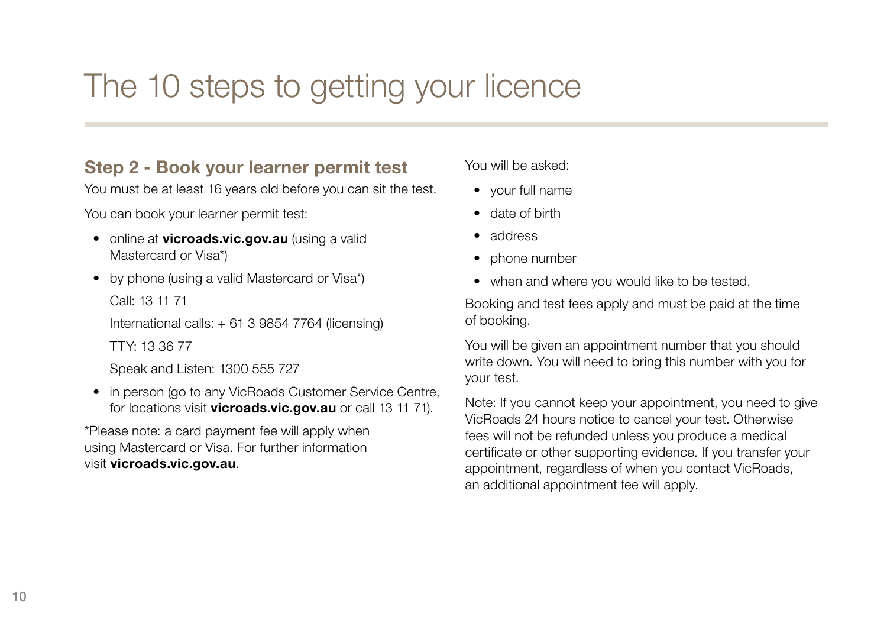# The 10 steps to getting your licence

## Step 2 - Book your learner permit test

You must be at least 16 years old before you can sit the test.

You can book your learner permit test:

- online at **vicroads.vic.gov.au** (using a valid Mastercard or Visa*)
- by phone (using a valid Mastercard or Visa*)

  Call: 13 11 71

  International calls: + 61 3 9854 7764 (licensing)

  TTY: 13 36 77

  Speak and Listen: 1300 555 727
- in person (go to any VicRoads Customer Service Centre, for locations visit **vicroads.vic.gov.au** or call 13 11 71).

*Please note: a card payment fee will apply when using Mastercard or Visa. For further information visit **vicroads.vic.gov.au**.

You will be asked:

- your full name
- date of birth
- address
- phone number
- when and where you would like to be tested.

Booking and test fees apply and must be paid at the time of booking.

You will be given an appointment number that you should write down. You will need to bring this number with you for your test.

Note: If you cannot keep your appointment, you need to give VicRoads 24 hours notice to cancel your test. Otherwise fees will not be refunded unless you produce a medical certificate or other supporting evidence. If you transfer your appointment, regardless of when you contact VicRoads, an additional appointment fee will apply.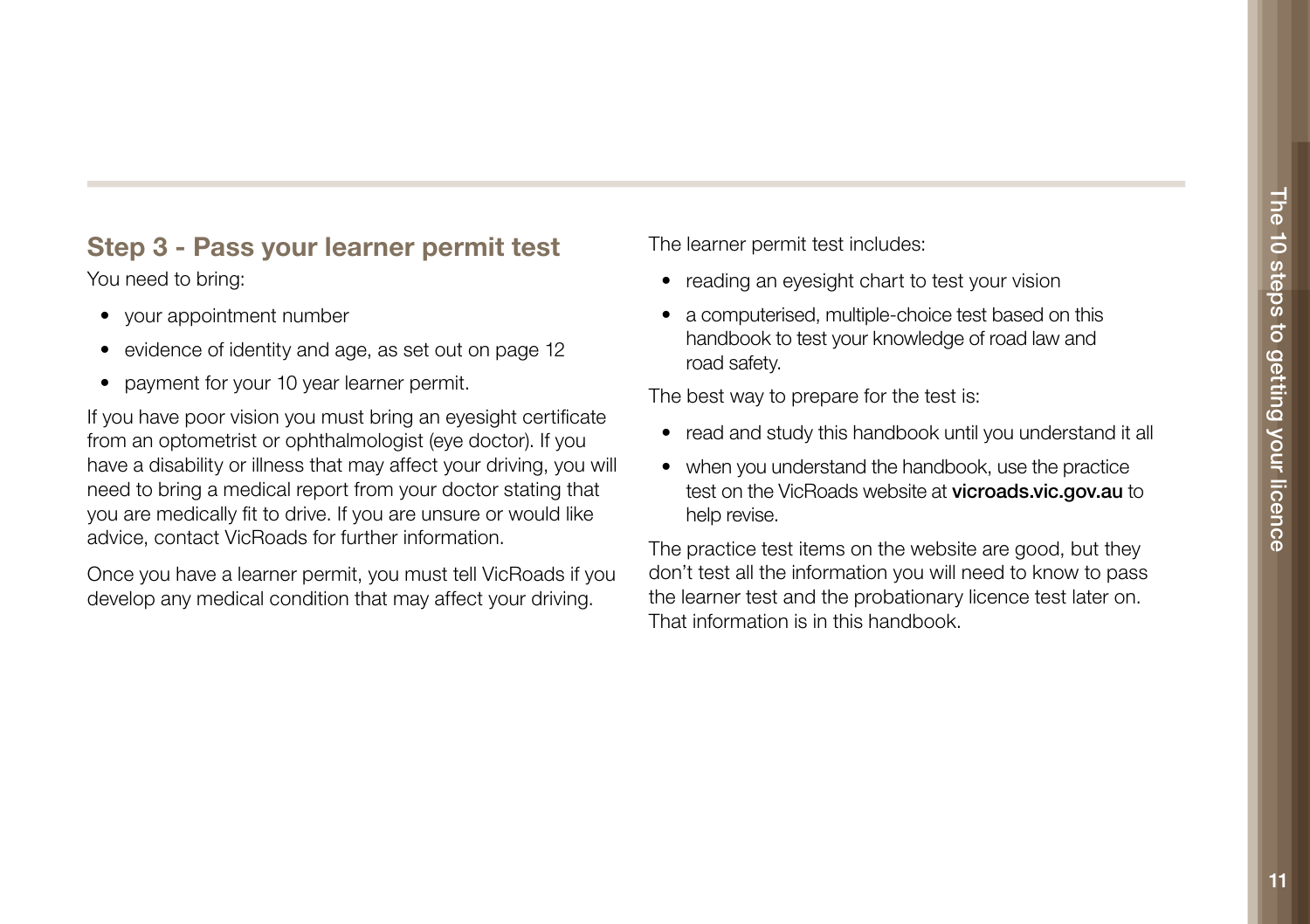## Step 3 - Pass your learner permit test

You need to bring:

- your appointment number
- evidence of identity and age, as set out on page 12
- payment for your 10 year learner permit.

If you have poor vision you must bring an eyesight certificate from an optometrist or ophthalmologist (eye doctor). If you have a disability or illness that may affect your driving, you will need to bring a medical report from your doctor stating that you are medically fit to drive. If you are unsure or would like advice, contact VicRoads for further information.

Once you have a learner permit, you must tell VicRoads if you develop any medical condition that may affect your driving.

The learner permit test includes:

- reading an eyesight chart to test your vision
- a computerised, multiple-choice test based on this handbook to test your knowledge of road law and road safety.

The best way to prepare for the test is:

- read and study this handbook until you understand it all
- when you understand the handbook, use the practice test on the VicRoads website at **vicroads.vic.gov.au** to help revise.

The practice test items on the website are good, but they don't test all the information you will need to know to pass the learner test and the probationary licence test later on. That information is in this handbook.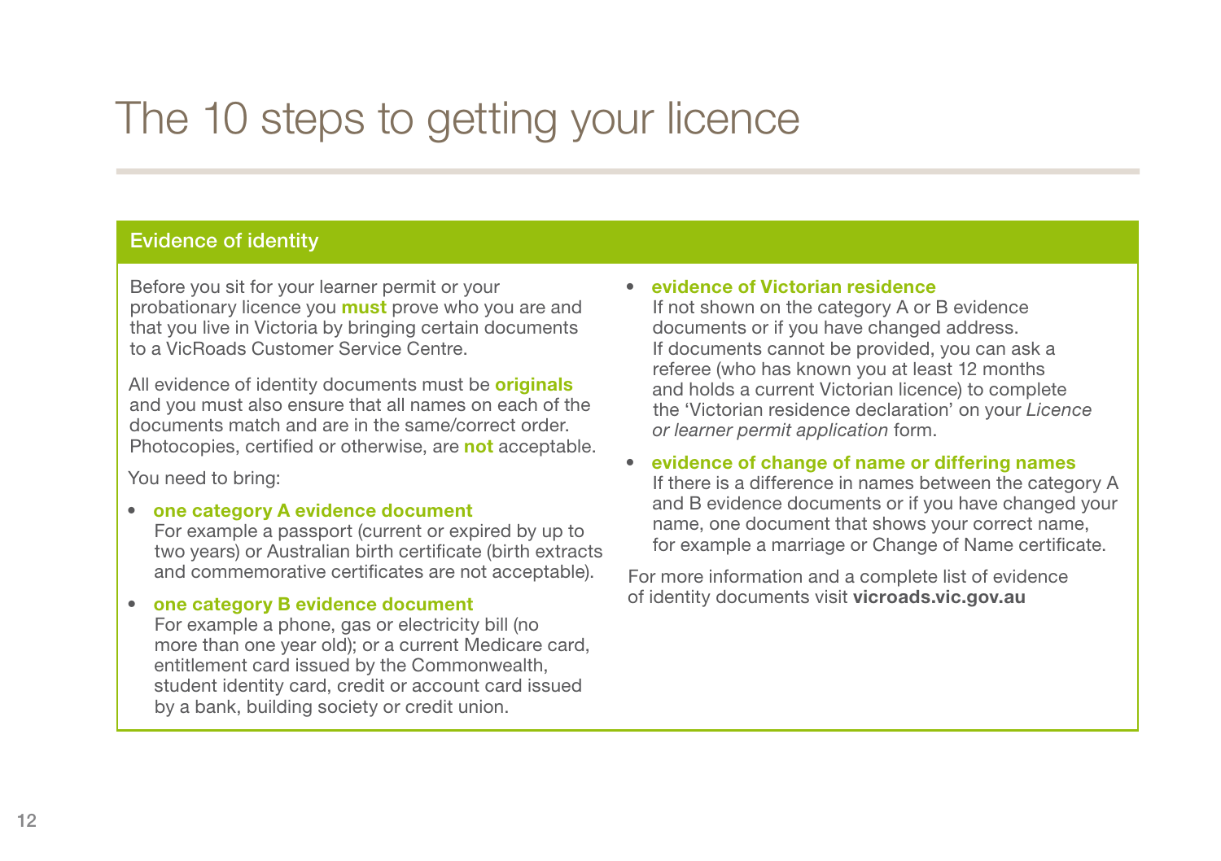# The 10 steps to getting your licence

## Evidence of identity

Before you sit for your learner permit or your probationary licence you **must** prove who you are and that you live in Victoria by bringing certain documents to a VicRoads Customer Service Centre.

All evidence of identity documents must be **originals** and you must also ensure that all names on each of the documents match and are in the same/correct order. Photocopies, certified or otherwise, are **not** acceptable.

You need to bring:

- **one category A evidence document**
  For example a passport (current or expired by up to two years) or Australian birth certificate (birth extracts and commemorative certificates are not acceptable).
- **one category B evidence document**
  For example a phone, gas or electricity bill (no more than one year old); or a current Medicare card, entitlement card issued by the Commonwealth, student identity card, credit or account card issued by a bank, building society or credit union.
- **evidence of Victorian residence**
  If not shown on the category A or B evidence documents or if you have changed address. If documents cannot be provided, you can ask a referee (who has known you at least 12 months and holds a current Victorian licence) to complete the 'Victorian residence declaration' on your *Licence or learner permit application* form.
- **evidence of change of name or differing names**
  If there is a difference in names between the category A and B evidence documents or if you have changed your name, one document that shows your correct name, for example a marriage or Change of Name certificate.

For more information and a complete list of evidence of identity documents visit **vicroads.vic.gov.au**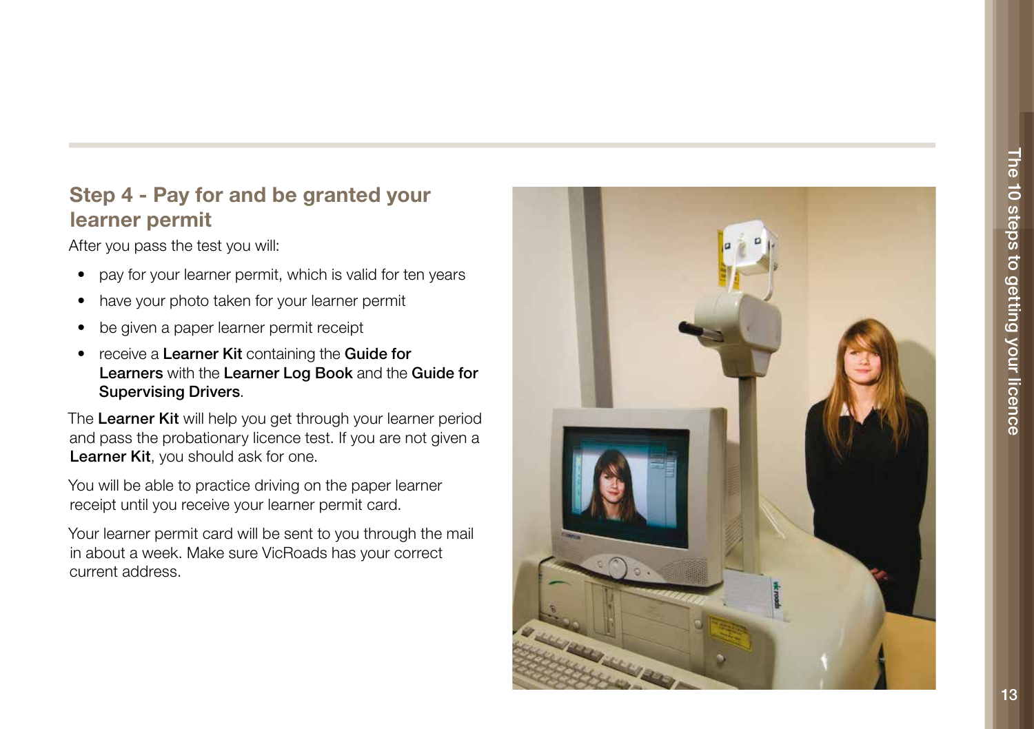## Step 4 - Pay for and be granted your learner permit

After you pass the test you will:

- pay for your learner permit, which is valid for ten years
- have your photo taken for your learner permit
- be given a paper learner permit receipt
- receive a **Learner Kit** containing the **Guide for Learners** with the **Learner Log Book** and the **Guide for Supervising Drivers**.

The **Learner Kit** will help you get through your learner period and pass the probationary licence test. If you are not given a **Learner Kit**, you should ask for one.

You will be able to practice driving on the paper learner receipt until you receive your learner permit card.

Your learner permit card will be sent to you through the mail in about a week. Make sure VicRoads has your correct current address.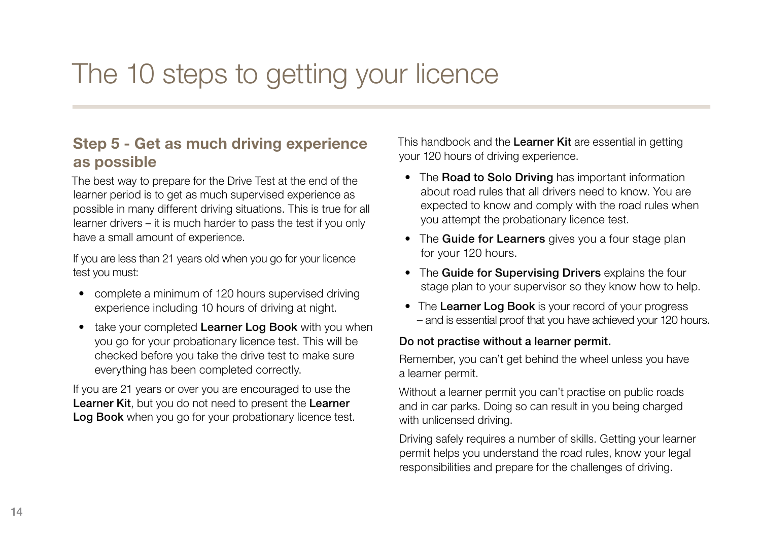# The 10 steps to getting your licence

## Step 5 - Get as much driving experience as possible

The best way to prepare for the Drive Test at the end of the learner period is to get as much supervised experience as possible in many different driving situations. This is true for all learner drivers – it is much harder to pass the test if you only have a small amount of experience.

If you are less than 21 years old when you go for your licence test you must:

- complete a minimum of 120 hours supervised driving experience including 10 hours of driving at night.
- take your completed **Learner Log Book** with you when you go for your probationary licence test. This will be checked before you take the drive test to make sure everything has been completed correctly.

If you are 21 years or over you are encouraged to use the **Learner Kit**, but you do not need to present the **Learner Log Book** when you go for your probationary licence test.

This handbook and the **Learner Kit** are essential in getting your 120 hours of driving experience.

- The **Road to Solo Driving** has important information about road rules that all drivers need to know. You are expected to know and comply with the road rules when you attempt the probationary licence test.
- The **Guide for Learners** gives you a four stage plan for your 120 hours.
- The **Guide for Supervising Drivers** explains the four stage plan to your supervisor so they know how to help.
- The **Learner Log Book** is your record of your progress – and is essential proof that you have achieved your 120 hours.

**Do not practise without a learner permit.**

Remember, you can't get behind the wheel unless you have a learner permit.

Without a learner permit you can't practise on public roads and in car parks. Doing so can result in you being charged with unlicensed driving.

Driving safely requires a number of skills. Getting your learner permit helps you understand the road rules, know your legal responsibilities and prepare for the challenges of driving.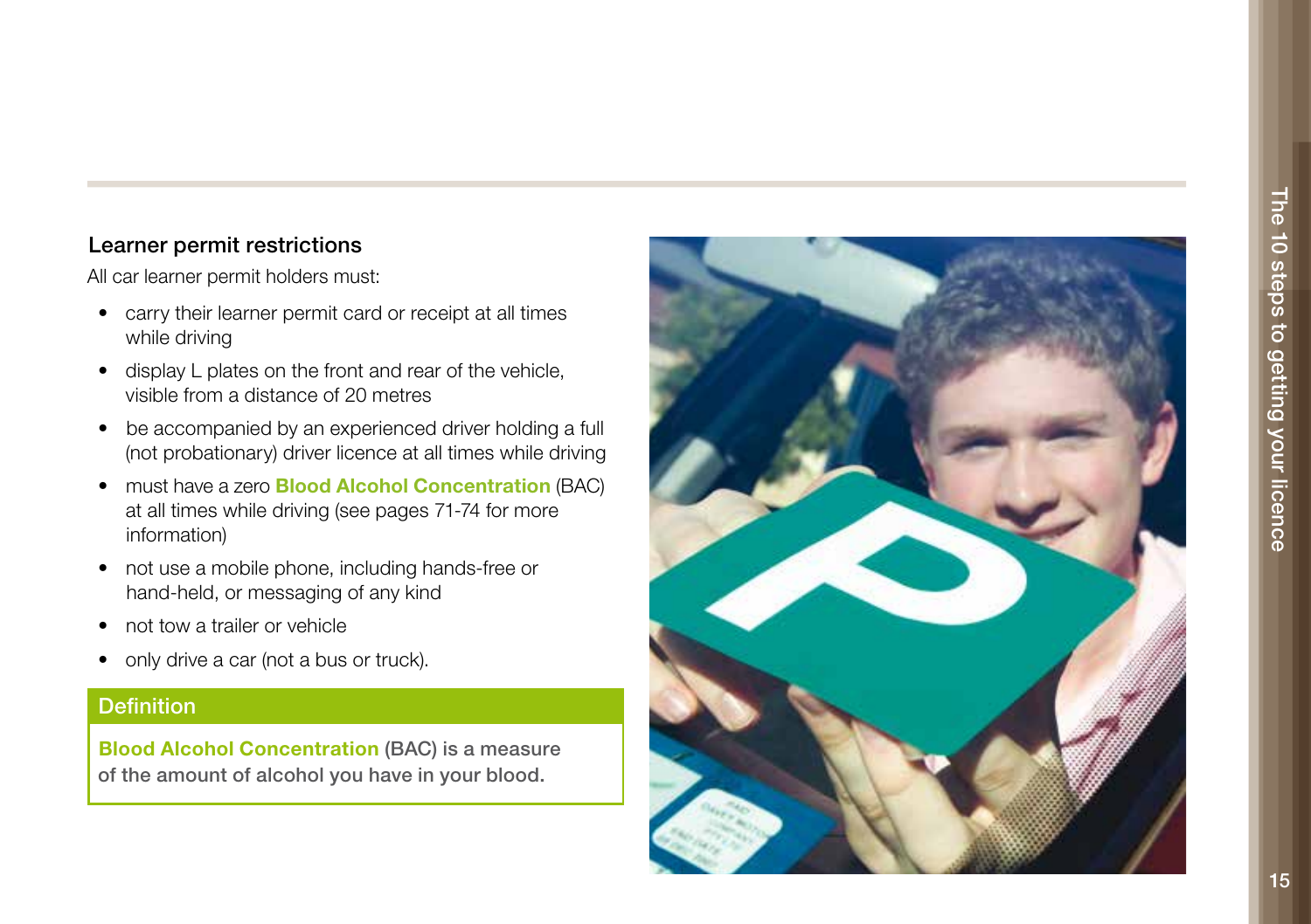## Learner permit restrictions

All car learner permit holders must:

- carry their learner permit card or receipt at all times while driving
- display L plates on the front and rear of the vehicle, visible from a distance of 20 metres
- be accompanied by an experienced driver holding a full (not probationary) driver licence at all times while driving
- must have a zero **Blood Alcohol Concentration** (BAC) at all times while driving (see pages 71-74 for more information)
- not use a mobile phone, including hands-free or hand-held, or messaging of any kind
- not tow a trailer or vehicle
- only drive a car (not a bus or truck).

### Definition

**Blood Alcohol Concentration (BAC) is a measure of the amount of alcohol you have in your blood.**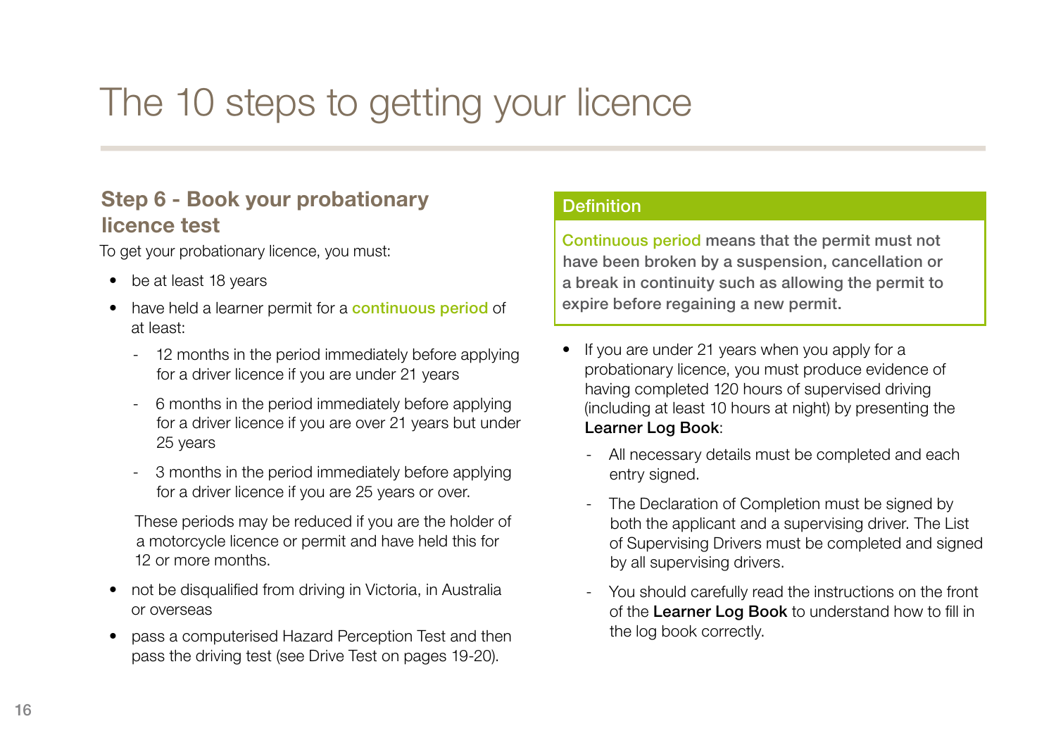# The 10 steps to getting your licence

## Step 6 - Book your probationary licence test

To get your probationary licence, you must:

- be at least 18 years
- have held a learner permit for a continuous period of at least:
  - 12 months in the period immediately before applying for a driver licence if you are under 21 years
  - 6 months in the period immediately before applying for a driver licence if you are over 21 years but under 25 years
  - 3 months in the period immediately before applying for a driver licence if you are 25 years or over.

  These periods may be reduced if you are the holder of a motorcycle licence or permit and have held this for 12 or more months.
- not be disqualified from driving in Victoria, in Australia or overseas
- pass a computerised Hazard Perception Test and then pass the driving test (see Drive Test on pages 19-20).

**Definition**

**Continuous period means that the permit must not have been broken by a suspension, cancellation or a break in continuity such as allowing the permit to expire before regaining a new permit.**

- If you are under 21 years when you apply for a probationary licence, you must produce evidence of having completed 120 hours of supervised driving (including at least 10 hours at night) by presenting the **Learner Log Book**:
  - All necessary details must be completed and each entry signed.
  - The Declaration of Completion must be signed by both the applicant and a supervising driver. The List of Supervising Drivers must be completed and signed by all supervising drivers.
  - You should carefully read the instructions on the front of the **Learner Log Book** to understand how to fill in the log book correctly.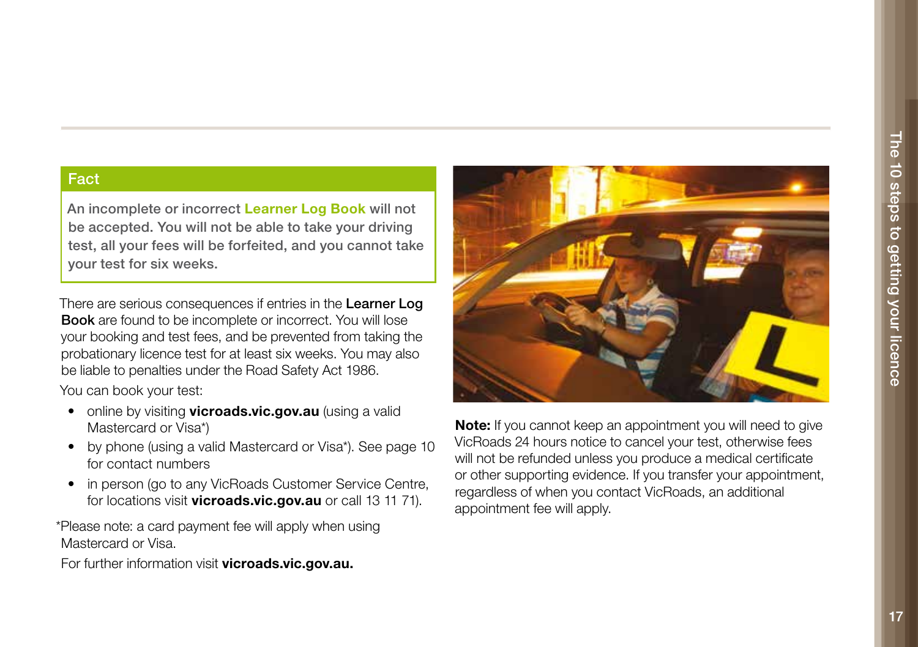## Fact

**An incomplete or incorrect Learner Log Book will not be accepted. You will not be able to take your driving test, all your fees will be forfeited, and you cannot take your test for six weeks.**

There are serious consequences if entries in the **Learner Log Book** are found to be incomplete or incorrect. You will lose your booking and test fees, and be prevented from taking the probationary licence test for at least six weeks. You may also be liable to penalties under the Road Safety Act 1986.

You can book your test:

- online by visiting **vicroads.vic.gov.au** (using a valid Mastercard or Visa*)
- by phone (using a valid Mastercard or Visa*). See page 10 for contact numbers
- in person (go to any VicRoads Customer Service Centre, for locations visit **vicroads.vic.gov.au** or call 13 11 71).

*Please note: a card payment fee will apply when using Mastercard or Visa.

For further information visit **vicroads.vic.gov.au.**

**Note:** If you cannot keep an appointment you will need to give VicRoads 24 hours notice to cancel your test, otherwise fees will not be refunded unless you produce a medical certificate or other supporting evidence. If you transfer your appointment, regardless of when you contact VicRoads, an additional appointment fee will apply.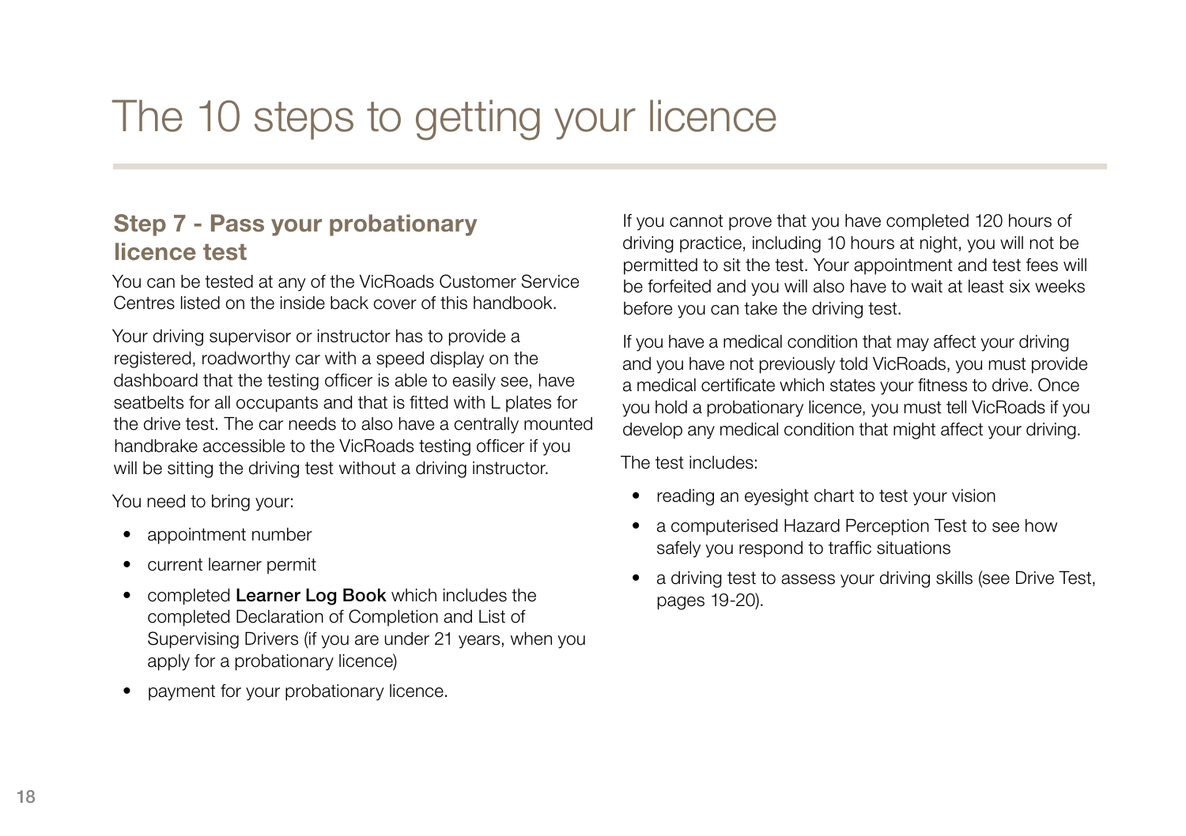# The 10 steps to getting your licence

## Step 7 - Pass your probationary licence test

You can be tested at any of the VicRoads Customer Service Centres listed on the inside back cover of this handbook.

Your driving supervisor or instructor has to provide a registered, roadworthy car with a speed display on the dashboard that the testing officer is able to easily see, have seatbelts for all occupants and that is fitted with L plates for the drive test. The car needs to also have a centrally mounted handbrake accessible to the VicRoads testing officer if you will be sitting the driving test without a driving instructor.

You need to bring your:

- appointment number
- current learner permit
- completed **Learner Log Book** which includes the completed Declaration of Completion and List of Supervising Drivers (if you are under 21 years, when you apply for a probationary licence)
- payment for your probationary licence.

If you cannot prove that you have completed 120 hours of driving practice, including 10 hours at night, you will not be permitted to sit the test. Your appointment and test fees will be forfeited and you will also have to wait at least six weeks before you can take the driving test.

If you have a medical condition that may affect your driving and you have not previously told VicRoads, you must provide a medical certificate which states your fitness to drive. Once you hold a probationary licence, you must tell VicRoads if you develop any medical condition that might affect your driving.

The test includes:

- reading an eyesight chart to test your vision
- a computerised Hazard Perception Test to see how safely you respond to traffic situations
- a driving test to assess your driving skills (see Drive Test, pages 19-20).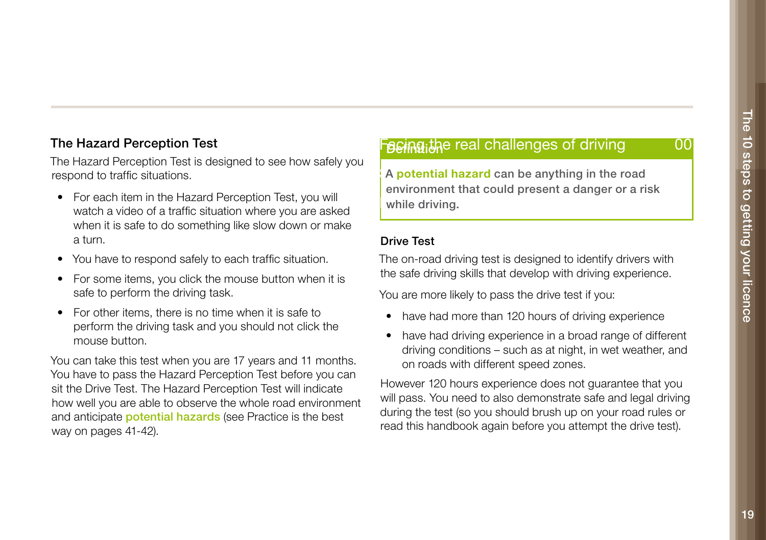## The Hazard Perception Test

The Hazard Perception Test is designed to see how safely you respond to traffic situations.

- For each item in the Hazard Perception Test, you will watch a video of a traffic situation where you are asked when it is safe to do something like slow down or make a turn.
- You have to respond safely to each traffic situation.
- For some items, you click the mouse button when it is safe to perform the driving task.
- For other items, there is no time when it is safe to perform the driving task and you should not click the mouse button.

You can take this test when you are 17 years and 11 months. You have to pass the Hazard Perception Test before you can sit the Drive Test. The Hazard Perception Test will indicate how well you are able to observe the whole road environment and anticipate **potential hazards** (see Practice is the best way on pages 41-42).

> **Definition**
>
> **A potential hazard can be anything in the road environment that could present a danger or a risk while driving.**

## Drive Test

The on-road driving test is designed to identify drivers with the safe driving skills that develop with driving experience.

You are more likely to pass the drive test if you:

- have had more than 120 hours of driving experience
- have had driving experience in a broad range of different driving conditions – such as at night, in wet weather, and on roads with different speed zones.

However 120 hours experience does not guarantee that you will pass. You need to also demonstrate safe and legal driving during the test (so you should brush up on your road rules or read this handbook again before you attempt the drive test).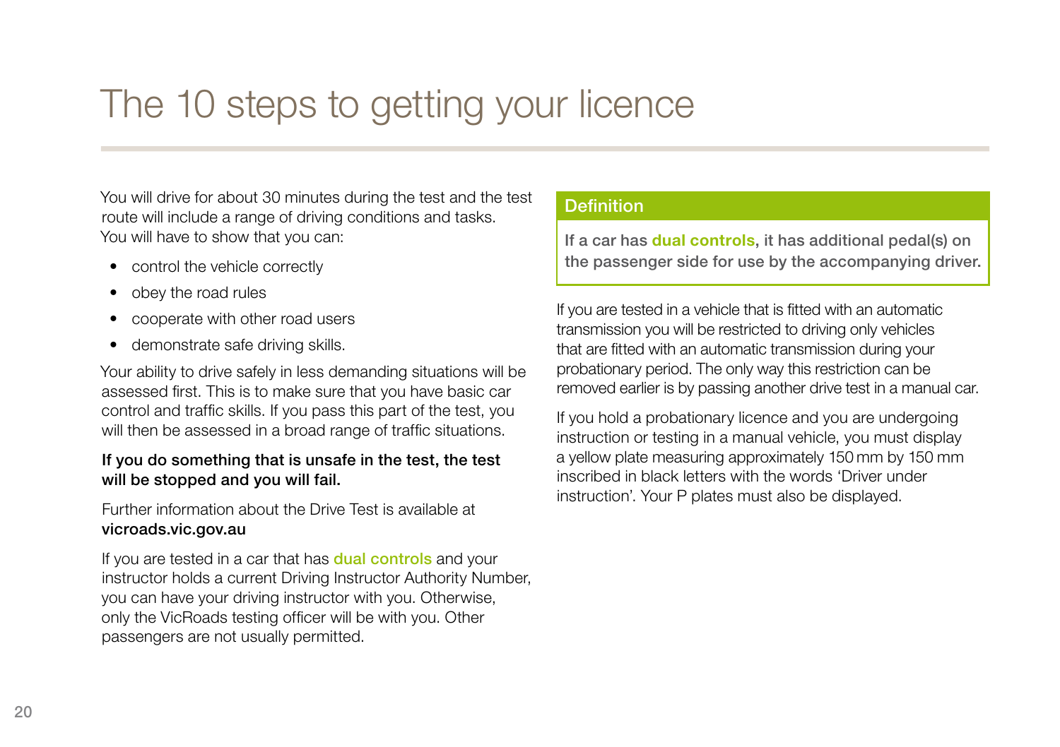# The 10 steps to getting your licence

You will drive for about 30 minutes during the test and the test route will include a range of driving conditions and tasks. You will have to show that you can:

- control the vehicle correctly
- obey the road rules
- cooperate with other road users
- demonstrate safe driving skills.

Your ability to drive safely in less demanding situations will be assessed first. This is to make sure that you have basic car control and traffic skills. If you pass this part of the test, you will then be assessed in a broad range of traffic situations.

**If you do something that is unsafe in the test, the test will be stopped and you will fail.**

Further information about the Drive Test is available at **vicroads.vic.gov.au**

If you are tested in a car that has **dual controls** and your instructor holds a current Driving Instructor Authority Number, you can have your driving instructor with you. Otherwise, only the VicRoads testing officer will be with you. Other passengers are not usually permitted.

> **Definition**
>
> **If a car has dual controls, it has additional pedal(s) on the passenger side for use by the accompanying driver.**

If you are tested in a vehicle that is fitted with an automatic transmission you will be restricted to driving only vehicles that are fitted with an automatic transmission during your probationary period. The only way this restriction can be removed earlier is by passing another drive test in a manual car.

If you hold a probationary licence and you are undergoing instruction or testing in a manual vehicle, you must display a yellow plate measuring approximately 150 mm by 150 mm inscribed in black letters with the words 'Driver under instruction'. Your P plates must also be displayed.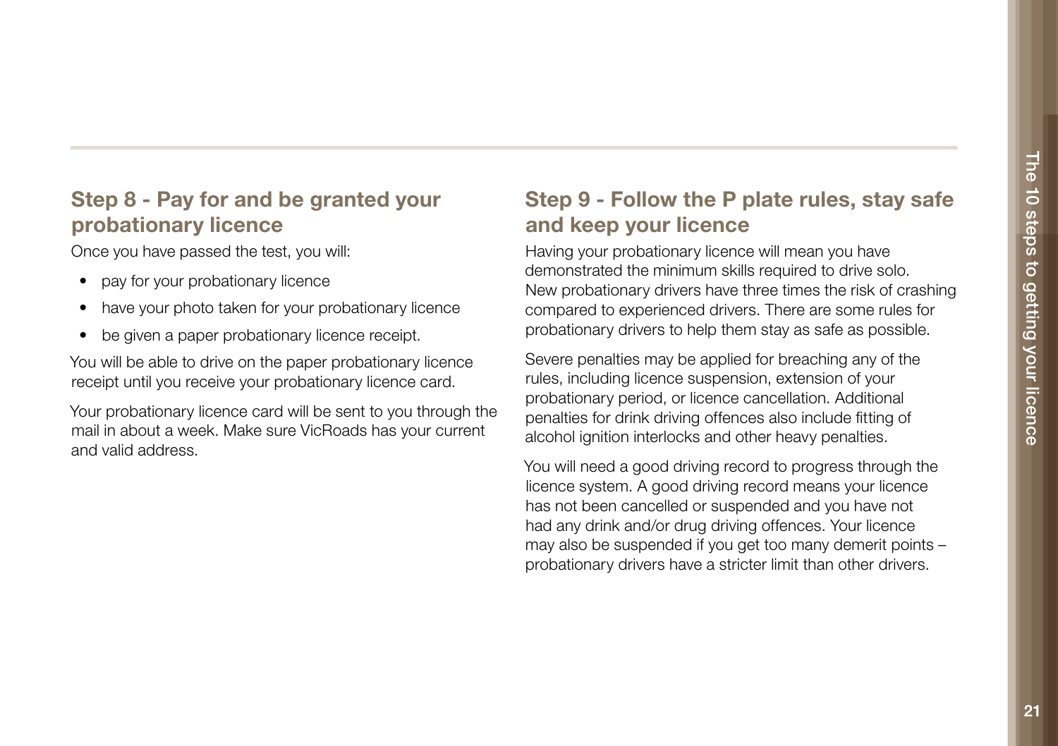## Step 8 - Pay for and be granted your probationary licence

Once you have passed the test, you will:

- pay for your probationary licence
- have your photo taken for your probationary licence
- be given a paper probationary licence receipt.

You will be able to drive on the paper probationary licence receipt until you receive your probationary licence card.

Your probationary licence card will be sent to you through the mail in about a week. Make sure VicRoads has your current and valid address.

## Step 9 - Follow the P plate rules, stay safe and keep your licence

Having your probationary licence will mean you have demonstrated the minimum skills required to drive solo. New probationary drivers have three times the risk of crashing compared to experienced drivers. There are some rules for probationary drivers to help them stay as safe as possible.

Severe penalties may be applied for breaching any of the rules, including licence suspension, extension of your probationary period, or licence cancellation. Additional penalties for drink driving offences also include fitting of alcohol ignition interlocks and other heavy penalties.

You will need a good driving record to progress through the licence system. A good driving record means your licence has not been cancelled or suspended and you have not had any drink and/or drug driving offences. Your licence may also be suspended if you get too many demerit points – probationary drivers have a stricter limit than other drivers.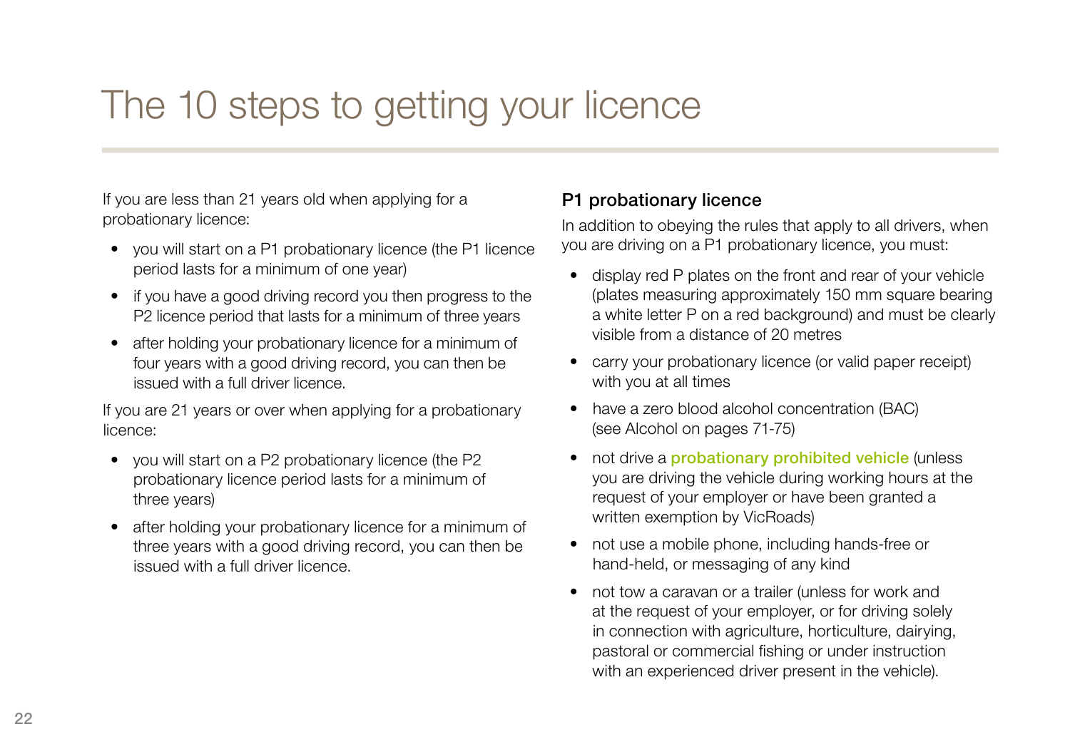# The 10 steps to getting your licence

If you are less than 21 years old when applying for a probationary licence:

- you will start on a P1 probationary licence (the P1 licence period lasts for a minimum of one year)
- if you have a good driving record you then progress to the P2 licence period that lasts for a minimum of three years
- after holding your probationary licence for a minimum of four years with a good driving record, you can then be issued with a full driver licence.

If you are 21 years or over when applying for a probationary licence:

- you will start on a P2 probationary licence (the P2 probationary licence period lasts for a minimum of three years)
- after holding your probationary licence for a minimum of three years with a good driving record, you can then be issued with a full driver licence.

### P1 probationary licence

In addition to obeying the rules that apply to all drivers, when you are driving on a P1 probationary licence, you must:

- display red P plates on the front and rear of your vehicle (plates measuring approximately 150 mm square bearing a white letter P on a red background) and must be clearly visible from a distance of 20 metres
- carry your probationary licence (or valid paper receipt) with you at all times
- have a zero blood alcohol concentration (BAC) (see Alcohol on pages 71-75)
- not drive a **probationary prohibited vehicle** (unless you are driving the vehicle during working hours at the request of your employer or have been granted a written exemption by VicRoads)
- not use a mobile phone, including hands-free or hand-held, or messaging of any kind
- not tow a caravan or a trailer (unless for work and at the request of your employer, or for driving solely in connection with agriculture, horticulture, dairying, pastoral or commercial fishing or under instruction with an experienced driver present in the vehicle).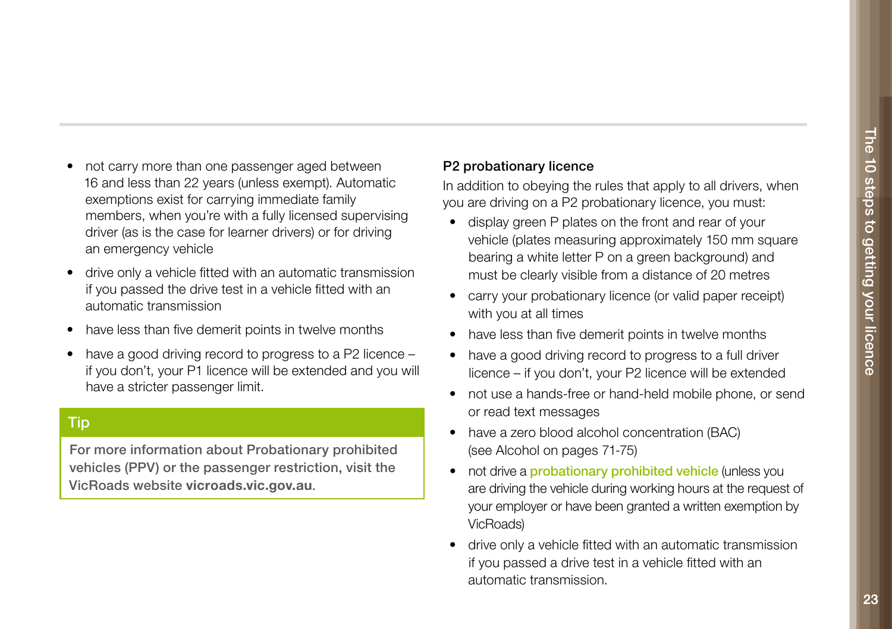- not carry more than one passenger aged between 16 and less than 22 years (unless exempt). Automatic exemptions exist for carrying immediate family members, when you're with a fully licensed supervising driver (as is the case for learner drivers) or for driving an emergency vehicle
- drive only a vehicle fitted with an automatic transmission if you passed the drive test in a vehicle fitted with an automatic transmission
- have less than five demerit points in twelve months
- have a good driving record to progress to a P2 licence – if you don't, your P1 licence will be extended and you will have a stricter passenger limit.

**Tip**

For more information about Probationary prohibited vehicles (PPV) or the passenger restriction, visit the VicRoads website **vicroads.vic.gov.au**.

### P2 probationary licence

In addition to obeying the rules that apply to all drivers, when you are driving on a P2 probationary licence, you must:

- display green P plates on the front and rear of your vehicle (plates measuring approximately 150 mm square bearing a white letter P on a green background) and must be clearly visible from a distance of 20 metres
- carry your probationary licence (or valid paper receipt) with you at all times
- have less than five demerit points in twelve months
- have a good driving record to progress to a full driver licence – if you don't, your P2 licence will be extended
- not use a hands-free or hand-held mobile phone, or send or read text messages
- have a zero blood alcohol concentration (BAC) (see Alcohol on pages 71-75)
- not drive a probationary prohibited vehicle (unless you are driving the vehicle during working hours at the request of your employer or have been granted a written exemption by VicRoads)
- drive only a vehicle fitted with an automatic transmission if you passed a drive test in a vehicle fitted with an automatic transmission.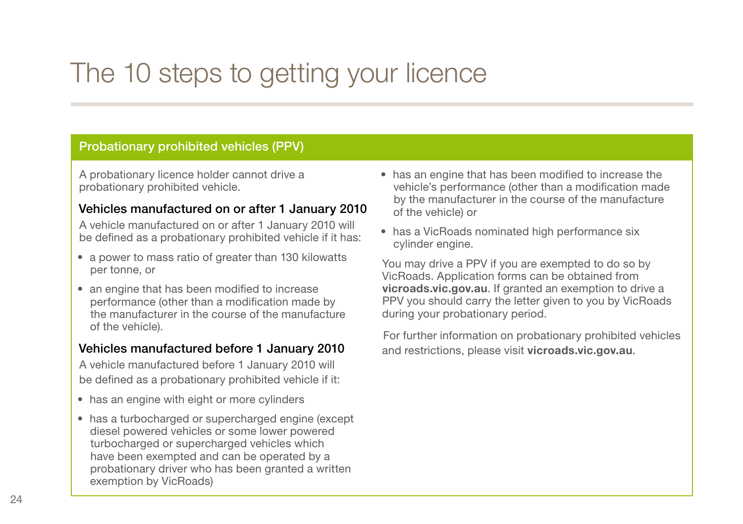# The 10 steps to getting your licence

## Probationary prohibited vehicles (PPV)

A probationary licence holder cannot drive a probationary prohibited vehicle.

### Vehicles manufactured on or after 1 January 2010

A vehicle manufactured on or after 1 January 2010 will be defined as a probationary prohibited vehicle if it has:

- a power to mass ratio of greater than 130 kilowatts per tonne, or
- an engine that has been modified to increase performance (other than a modification made by the manufacturer in the course of the manufacture of the vehicle).

### Vehicles manufactured before 1 January 2010

A vehicle manufactured before 1 January 2010 will be defined as a probationary prohibited vehicle if it:

- has an engine with eight or more cylinders
- has a turbocharged or supercharged engine (except diesel powered vehicles or some lower powered turbocharged or supercharged vehicles which have been exempted and can be operated by a probationary driver who has been granted a written exemption by VicRoads)
- has an engine that has been modified to increase the vehicle's performance (other than a modification made by the manufacturer in the course of the manufacture of the vehicle) or
- has a VicRoads nominated high performance six cylinder engine.

You may drive a PPV if you are exempted to do so by VicRoads. Application forms can be obtained from **vicroads.vic.gov.au**. If granted an exemption to drive a PPV you should carry the letter given to you by VicRoads during your probationary period.

For further information on probationary prohibited vehicles and restrictions, please visit **vicroads.vic.gov.au**.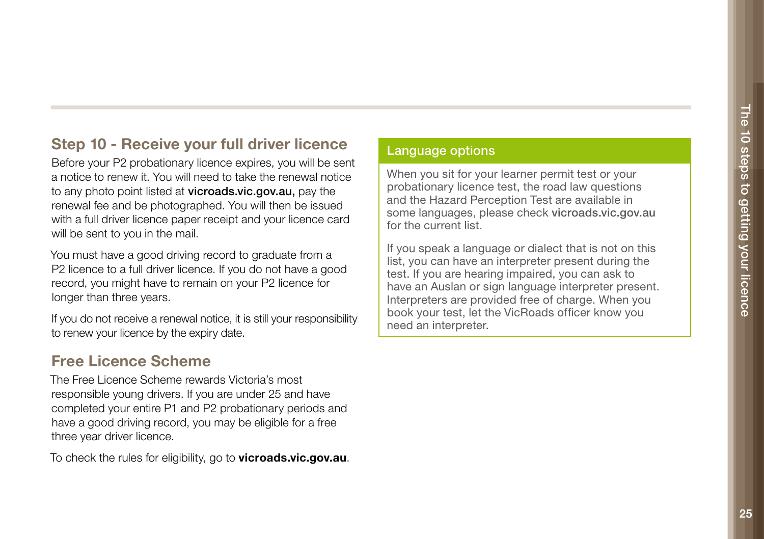## Step 10 - Receive your full driver licence

Before your P2 probationary licence expires, you will be sent a notice to renew it. You will need to take the renewal notice to any photo point listed at **vicroads.vic.gov.au,** pay the renewal fee and be photographed. You will then be issued with a full driver licence paper receipt and your licence card will be sent to you in the mail.

You must have a good driving record to graduate from a P2 licence to a full driver licence. If you do not have a good record, you might have to remain on your P2 licence for longer than three years.

If you do not receive a renewal notice, it is still your responsibility to renew your licence by the expiry date.

## Free Licence Scheme

The Free Licence Scheme rewards Victoria's most responsible young drivers. If you are under 25 and have completed your entire P1 and P2 probationary periods and have a good driving record, you may be eligible for a free three year driver licence.

To check the rules for eligibility, go to **vicroads.vic.gov.au**.

### Language options

When you sit for your learner permit test or your probationary licence test, the road law questions and the Hazard Perception Test are available in some languages, please check vicroads.vic.gov.au for the current list.

If you speak a language or dialect that is not on this list, you can have an interpreter present during the test. If you are hearing impaired, you can ask to have an Auslan or sign language interpreter present. Interpreters are provided free of charge. When you book your test, let the VicRoads officer know you need an interpreter.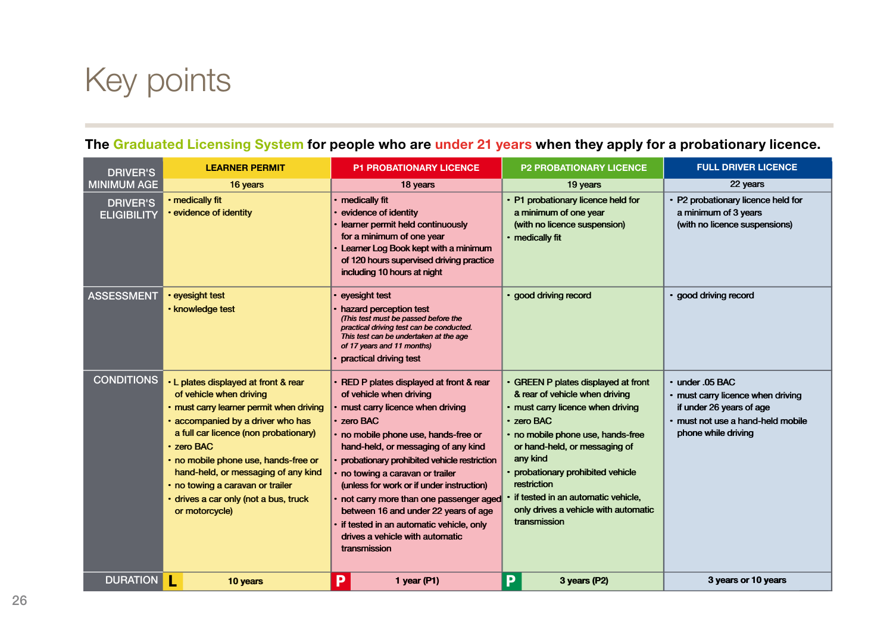# Key points

**The Graduated Licensing System for people who are under 21 years when they apply for a probationary licence.**

| | LEARNER PERMIT | P1 PROBATIONARY LICENCE | P2 PROBATIONARY LICENCE | FULL DRIVER LICENCE |
|---|---|---|---|---|
| DRIVER'S MINIMUM AGE | 16 years | 18 years | 19 years | 22 years |
| DRIVER'S ELIGIBILITY | • medically fit<br>• evidence of identity | • medically fit<br>• evidence of identity<br>• learner permit held continuously for a minimum of one year<br>• Learner Log Book kept with a minimum of 120 hours supervised driving practice including 10 hours at night | • P1 probationary licence held for a minimum of one year (with no licence suspension)<br>• medically fit | • P2 probationary licence held for a minimum of 3 years (with no licence suspensions) |
| ASSESSMENT | • eyesight test<br>• knowledge test | • eyesight test<br>• hazard perception test *(This test must be passed before the practical driving test can be conducted. This test can be undertaken at the age of 17 years and 11 months)*<br>• practical driving test | • good driving record | • good driving record |
| CONDITIONS | • L plates displayed at front & rear of vehicle when driving<br>• must carry learner permit when driving<br>• accompanied by a driver who has a full car licence (non probationary)<br>• zero BAC<br>• no mobile phone use, hands-free or hand-held, or messaging of any kind<br>• no towing a caravan or trailer<br>• drives a car only (not a bus, truck or motorcycle) | • RED P plates displayed at front & rear of vehicle when driving<br>• must carry licence when driving<br>• zero BAC<br>• no mobile phone use, hands-free or hand-held, or messaging of any kind<br>• probationary prohibited vehicle restriction<br>• no towing a caravan or trailer (unless for work or if under instruction)<br>• not carry more than one passenger aged between 16 and under 22 years of age<br>• if tested in an automatic vehicle, only drives a vehicle with automatic transmission | • GREEN P plates displayed at front & rear of vehicle when driving<br>• must carry licence when driving<br>• zero BAC<br>• no mobile phone use, hands-free or hand-held, or messaging of any kind<br>• probationary prohibited vehicle restriction<br>• if tested in an automatic vehicle, only drives a vehicle with automatic transmission | • under .05 BAC<br>• must carry licence when driving if under 26 years of age<br>• must not use a hand-held mobile phone while driving |
| DURATION | L 10 years | P 1 year (P1) | P 3 years (P2) | 3 years or 10 years |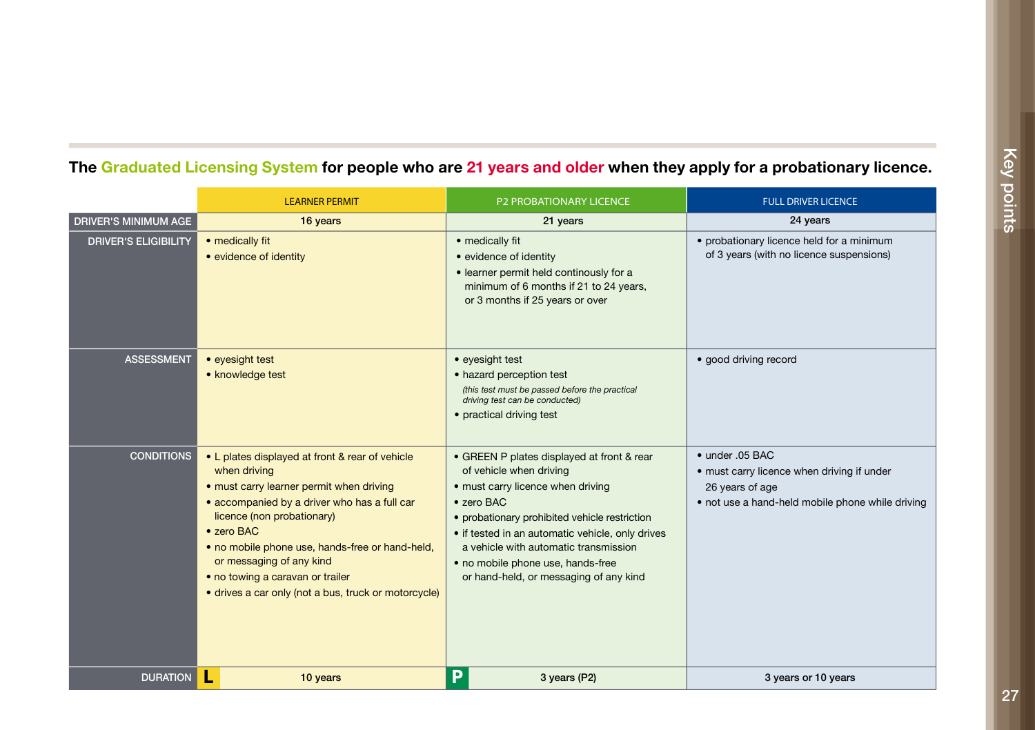## The Graduated Licensing System for people who are 21 years and older when they apply for a probationary licence.

| | LEARNER PERMIT | P2 PROBATIONARY LICENCE | FULL DRIVER LICENCE |
|---|---|---|---|
| DRIVER'S MINIMUM AGE | 16 years | 21 years | 24 years |
| DRIVER'S ELIGIBILITY | • medically fit<br>• evidence of identity | • medically fit<br>• evidence of identity<br>• learner permit held continously for a minimum of 6 months if 21 to 24 years, or 3 months if 25 years or over | • probationary licence held for a minimum of 3 years (with no licence suspensions) |
| ASSESSMENT | • eyesight test<br>• knowledge test | • eyesight test<br>• hazard perception test<br>*(this test must be passed before the practical driving test can be conducted)*<br>• practical driving test | • good driving record |
| CONDITIONS | • L plates displayed at front & rear of vehicle when driving<br>• must carry learner permit when driving<br>• accompanied by a driver who has a full car licence (non probationary)<br>• zero BAC<br>• no mobile phone use, hands-free or hand-held, or messaging of any kind<br>• no towing a caravan or trailer<br>• drives a car only (not a bus, truck or motorcycle) | • GREEN P plates displayed at front & rear of vehicle when driving<br>• must carry licence when driving<br>• zero BAC<br>• probationary prohibited vehicle restriction<br>• if tested in an automatic vehicle, only drives a vehicle with automatic transmission<br>• no mobile phone use, hands-free or hand-held, or messaging of any kind | • under .05 BAC<br>• must carry licence when driving if under 26 years of age<br>• not use a hand-held mobile phone while driving |
| DURATION | L 10 years | P 3 years (P2) | 3 years or 10 years |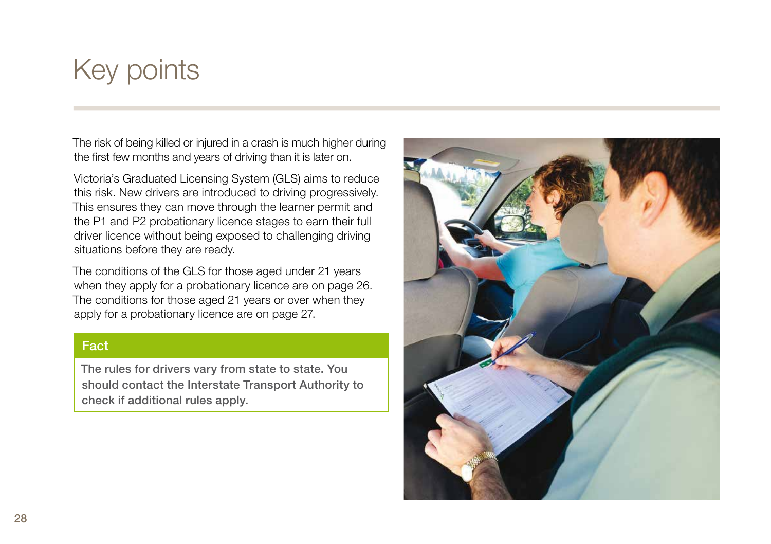# Key points

The risk of being killed or injured in a crash is much higher during the first few months and years of driving than it is later on.

Victoria's Graduated Licensing System (GLS) aims to reduce this risk. New drivers are introduced to driving progressively. This ensures they can move through the learner permit and the P1 and P2 probationary licence stages to earn their full driver licence without being exposed to challenging driving situations before they are ready.

The conditions of the GLS for those aged under 21 years when they apply for a probationary licence are on page 26. The conditions for those aged 21 years or over when they apply for a probationary licence are on page 27.

**Fact**

**The rules for drivers vary from state to state. You should contact the Interstate Transport Authority to check if additional rules apply.**